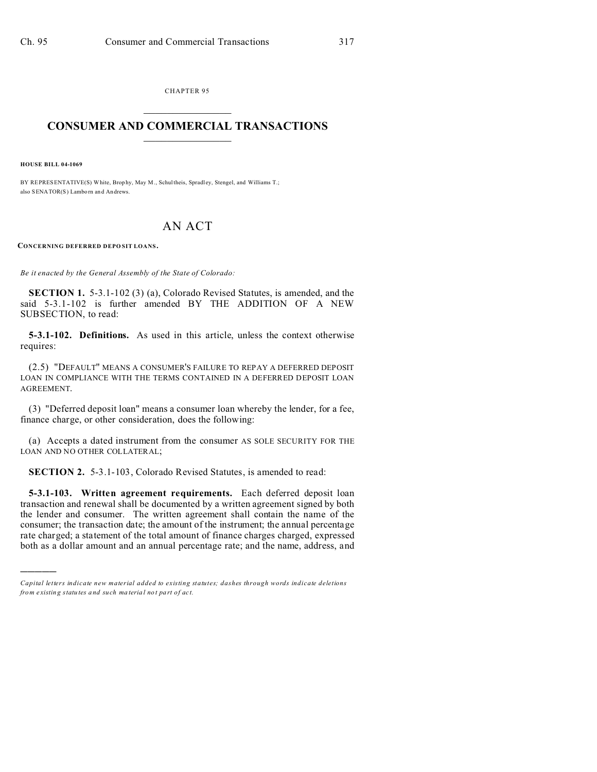CHAPTER 95

# CONSUMER AND COMMERCIAL TRANSACTIONS

**HOUSE BILL 04-1069**

BY REPRESENTATIVE(S) White, Brophy, May M., Schultheis, Spradley, Stengel, and Williams T.; also SENATOR(S) Lamborn and Andrews.

## AN ACT

**CONCERNING DEFERRED DEPOSIT LOANS.**

*Be it enacted by the General Assembly of the State of Colorado:*

**SECTION 1.** 5-3.1-102 (3) (a), Colorado Revised Statutes, is amended, and the said 5-3.1-102 is further amended BY THE ADDITION OF A NEW SUBSECTION, to read:

**5-3.1-102. Definitions.** As used in this article, unless the context otherwise requires:

(2.5) "DEFAULT" MEANS A CONSUMER'S FAILURE TO REPAY A DEFERRED DEPOSIT LOAN IN COMPLIANCE WITH THE TERMS CONTAINED IN A DEFERRED DEPOSIT LOAN AGREEMENT.

(3) "Deferred deposit loan" means a consumer loan whereby the lender, for a fee, finance charge, or other consideration, does the following:

(a) Accepts a dated instrument from the consumer AS SOLE SECURITY FOR THE LOAN AND NO OTHER COLLATERAL;

**SECTION 2.** 5-3.1-103, Colorado Revised Statutes, is amended to read:

**5-3.1-103. Written agreement requirements.** Each deferred deposit loan transaction and renewal shall be documented by a written agreement signed by both the lender and consumer. The written agreement shall contain the name of the consumer; the transaction date; the amount of the instrument; the annual percentage rate charged; a statement of the total amount of finance charges charged, expressed both as a dollar amount and an annual percentage rate; and the name, address, and

---

*Capital letters indicate new material added to existing statutes; dashes through words indicate deletions from existing statutes and such material not part of act.*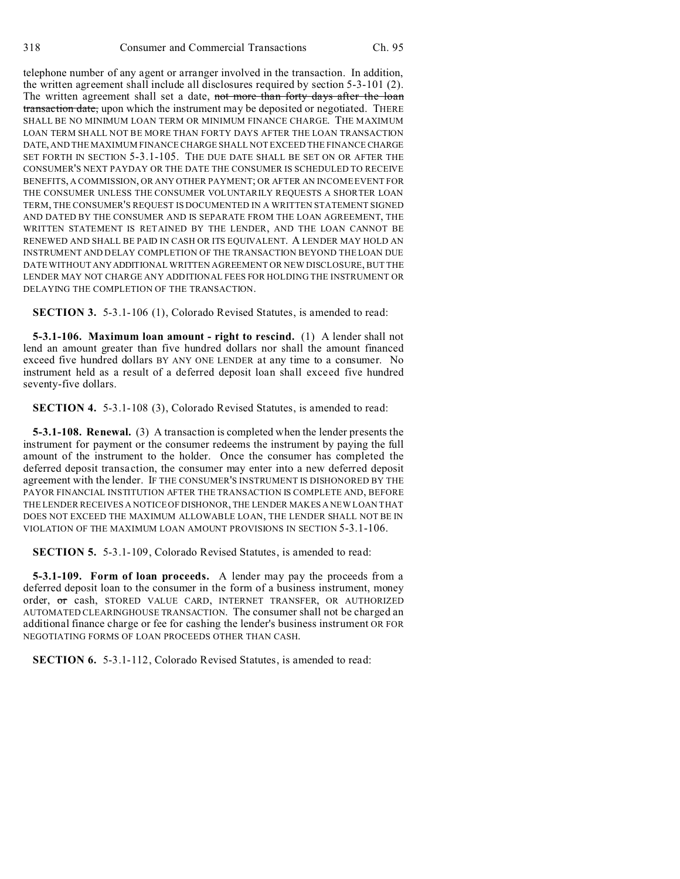telephone number of any agent or arranger involved in the transaction. In addition, the written agreement shall include all disclosures required by section 5-3-101 (2). The written agreement shall set a date, ~~not more than forty days after the loan transaction date,~~ upon which the instrument may be deposited or negotiated. THERE SHALL BE NO MINIMUM LOAN TERM OR MINIMUM FINANCE CHARGE. THE MAXIMUM LOAN TERM SHALL NOT BE MORE THAN FORTY DAYS AFTER THE LOAN TRANSACTION DATE, AND THE MAXIMUM FINANCE CHARGE SHALL NOT EXCEED THE FINANCE CHARGE SET FORTH IN SECTION 5-3.1-105. THE DUE DATE SHALL BE SET ON OR AFTER THE CONSUMER'S NEXT PAYDAY OR THE DATE THE CONSUMER IS SCHEDULED TO RECEIVE BENEFITS, A COMMISSION, OR ANY OTHER PAYMENT; OR AFTER AN INCOME EVENT FOR THE CONSUMER UNLESS THE CONSUMER VOLUNTARILY REQUESTS A SHORTER LOAN TERM, THE CONSUMER'S REQUEST IS DOCUMENTED IN A WRITTEN STATEMENT SIGNED AND DATED BY THE CONSUMER AND IS SEPARATE FROM THE LOAN AGREEMENT, THE WRITTEN STATEMENT IS RETAINED BY THE LENDER, AND THE LOAN CANNOT BE RENEWED AND SHALL BE PAID IN CASH OR ITS EQUIVALENT. A LENDER MAY HOLD AN INSTRUMENT AND DELAY COMPLETION OF THE TRANSACTION BEYOND THE LOAN DUE DATE WITHOUT ANY ADDITIONAL WRITTEN AGREEMENT OR NEW DISCLOSURE, BUT THE LENDER MAY NOT CHARGE ANY ADDITIONAL FEES FOR HOLDING THE INSTRUMENT OR DELAYING THE COMPLETION OF THE TRANSACTION.

**SECTION 3.** 5-3.1-106 (1), Colorado Revised Statutes, is amended to read:

**5-3.1-106. Maximum loan amount - right to rescind.** (1) A lender shall not lend an amount greater than five hundred dollars nor shall the amount financed exceed five hundred dollars BY ANY ONE LENDER at any time to a consumer. No instrument held as a result of a deferred deposit loan shall exceed five hundred seventy-five dollars.

**SECTION 4.** 5-3.1-108 (3), Colorado Revised Statutes, is amended to read:

**5-3.1-108. Renewal.** (3) A transaction is completed when the lender presents the instrument for payment or the consumer redeems the instrument by paying the full amount of the instrument to the holder. Once the consumer has completed the deferred deposit transaction, the consumer may enter into a new deferred deposit agreement with the lender. IF THE CONSUMER'S INSTRUMENT IS DISHONORED BY THE PAYOR FINANCIAL INSTITUTION AFTER THE TRANSACTION IS COMPLETE AND, BEFORE THE LENDER RECEIVES A NOTICE OF DISHONOR, THE LENDER MAKES A NEW LOAN THAT DOES NOT EXCEED THE MAXIMUM ALLOWABLE LOAN, THE LENDER SHALL NOT BE IN VIOLATION OF THE MAXIMUM LOAN AMOUNT PROVISIONS IN SECTION 5-3.1-106.

**SECTION 5.** 5-3.1-109, Colorado Revised Statutes, is amended to read:

**5-3.1-109. Form of loan proceeds.** A lender may pay the proceeds from a deferred deposit loan to the consumer in the form of a business instrument, money order, ~~or~~ cash, STORED VALUE CARD, INTERNET TRANSFER, OR AUTHORIZED AUTOMATED CLEARINGHOUSE TRANSACTION. The consumer shall not be charged an additional finance charge or fee for cashing the lender's business instrument OR FOR NEGOTIATING FORMS OF LOAN PROCEEDS OTHER THAN CASH.

**SECTION 6.** 5-3.1-112, Colorado Revised Statutes, is amended to read: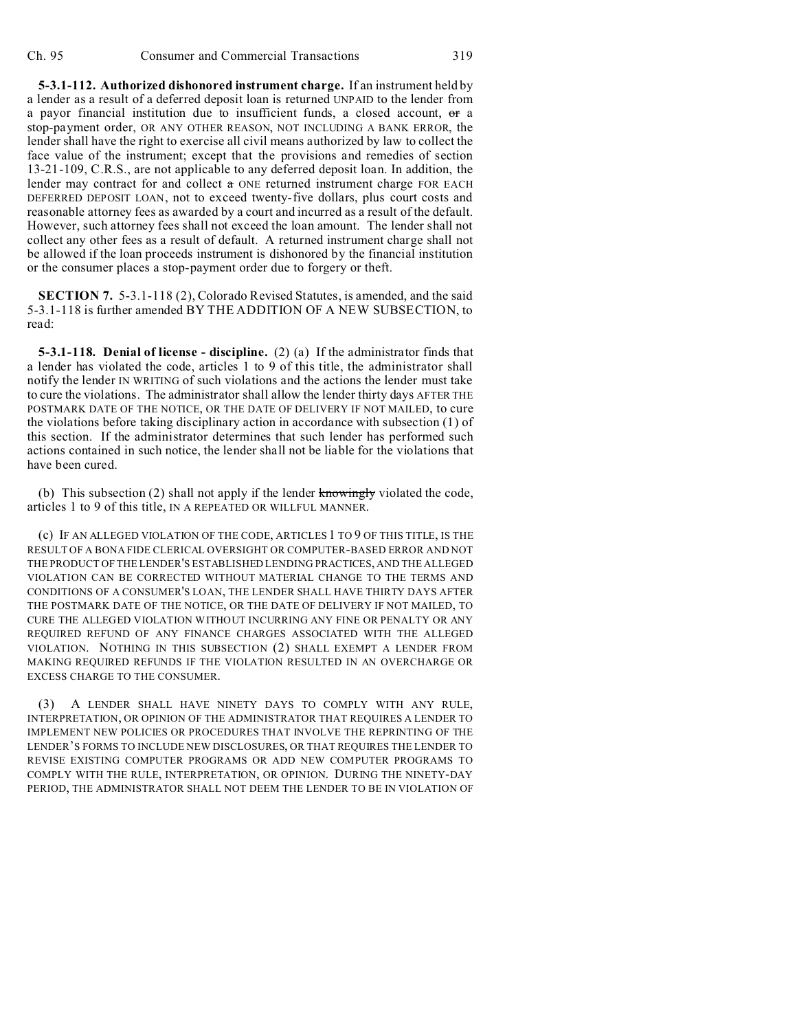**5-3.1-112. Authorized dishonored instrument charge.** If an instrument held by a lender as a result of a deferred deposit loan is returned UNPAID to the lender from a payor financial institution due to insufficient funds, a closed account, ~~or~~ a stop-payment order, OR ANY OTHER REASON, NOT INCLUDING A BANK ERROR, the lender shall have the right to exercise all civil means authorized by law to collect the face value of the instrument; except that the provisions and remedies of section 13-21-109, C.R.S., are not applicable to any deferred deposit loan. In addition, the lender may contract for and collect ~~a~~ ONE returned instrument charge FOR EACH DEFERRED DEPOSIT LOAN, not to exceed twenty-five dollars, plus court costs and reasonable attorney fees as awarded by a court and incurred as a result of the default. However, such attorney fees shall not exceed the loan amount. The lender shall not collect any other fees as a result of default. A returned instrument charge shall not be allowed if the loan proceeds instrument is dishonored by the financial institution or the consumer places a stop-payment order due to forgery or theft.

**SECTION 7.** 5-3.1-118 (2), Colorado Revised Statutes, is amended, and the said 5-3.1-118 is further amended BY THE ADDITION OF A NEW SUBSECTION, to read:

**5-3.1-118. Denial of license - discipline.** (2) (a) If the administrator finds that a lender has violated the code, articles 1 to 9 of this title, the administrator shall notify the lender IN WRITING of such violations and the actions the lender must take to cure the violations. The administrator shall allow the lender thirty days AFTER THE POSTMARK DATE OF THE NOTICE, OR THE DATE OF DELIVERY IF NOT MAILED, to cure the violations before taking disciplinary action in accordance with subsection (1) of this section. If the administrator determines that such lender has performed such actions contained in such notice, the lender shall not be liable for the violations that have been cured.

(b) This subsection (2) shall not apply if the lender ~~knowingly~~ violated the code, articles 1 to 9 of this title, IN A REPEATED OR WILLFUL MANNER.

(c) IF AN ALLEGED VIOLATION OF THE CODE, ARTICLES 1 TO 9 OF THIS TITLE, IS THE RESULT OF A BONA FIDE CLERICAL OVERSIGHT OR COMPUTER-BASED ERROR AND NOT THE PRODUCT OF THE LENDER'S ESTABLISHED LENDING PRACTICES, AND THE ALLEGED VIOLATION CAN BE CORRECTED WITHOUT MATERIAL CHANGE TO THE TERMS AND CONDITIONS OF A CONSUMER'S LOAN, THE LENDER SHALL HAVE THIRTY DAYS AFTER THE POSTMARK DATE OF THE NOTICE, OR THE DATE OF DELIVERY IF NOT MAILED, TO CURE THE ALLEGED VIOLATION WITHOUT INCURRING ANY FINE OR PENALTY OR ANY REQUIRED REFUND OF ANY FINANCE CHARGES ASSOCIATED WITH THE ALLEGED VIOLATION. NOTHING IN THIS SUBSECTION (2) SHALL EXEMPT A LENDER FROM MAKING REQUIRED REFUNDS IF THE VIOLATION RESULTED IN AN OVERCHARGE OR EXCESS CHARGE TO THE CONSUMER.

(3) A LENDER SHALL HAVE NINETY DAYS TO COMPLY WITH ANY RULE, INTERPRETATION, OR OPINION OF THE ADMINISTRATOR THAT REQUIRES A LENDER TO IMPLEMENT NEW POLICIES OR PROCEDURES THAT INVOLVE THE REPRINTING OF THE LENDER'S FORMS TO INCLUDE NEW DISCLOSURES, OR THAT REQUIRES THE LENDER TO REVISE EXISTING COMPUTER PROGRAMS OR ADD NEW COMPUTER PROGRAMS TO COMPLY WITH THE RULE, INTERPRETATION, OR OPINION. DURING THE NINETY-DAY PERIOD, THE ADMINISTRATOR SHALL NOT DEEM THE LENDER TO BE IN VIOLATION OF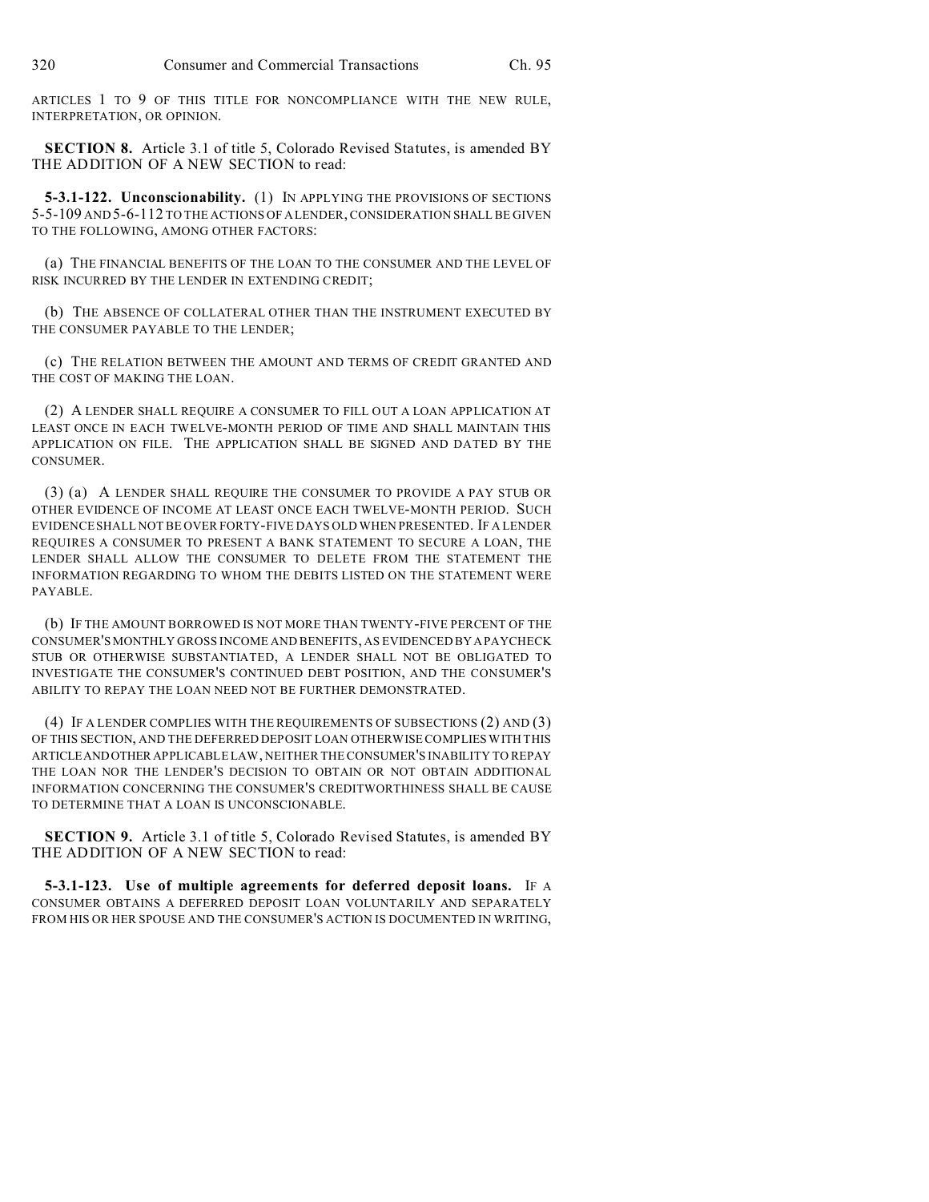ARTICLES 1 TO 9 OF THIS TITLE FOR NONCOMPLIANCE WITH THE NEW RULE, INTERPRETATION, OR OPINION.

**SECTION 8.** Article 3.1 of title 5, Colorado Revised Statutes, is amended BY THE ADDITION OF A NEW SECTION to read:

**5-3.1-122. Unconscionability.** (1) IN APPLYING THE PROVISIONS OF SECTIONS 5-5-109 AND 5-6-112 TO THE ACTIONS OF A LENDER, CONSIDERATION SHALL BE GIVEN TO THE FOLLOWING, AMONG OTHER FACTORS:

(a) THE FINANCIAL BENEFITS OF THE LOAN TO THE CONSUMER AND THE LEVEL OF RISK INCURRED BY THE LENDER IN EXTENDING CREDIT;

(b) THE ABSENCE OF COLLATERAL OTHER THAN THE INSTRUMENT EXECUTED BY THE CONSUMER PAYABLE TO THE LENDER;

(c) THE RELATION BETWEEN THE AMOUNT AND TERMS OF CREDIT GRANTED AND THE COST OF MAKING THE LOAN.

(2) A LENDER SHALL REQUIRE A CONSUMER TO FILL OUT A LOAN APPLICATION AT LEAST ONCE IN EACH TWELVE-MONTH PERIOD OF TIME AND SHALL MAINTAIN THIS APPLICATION ON FILE. THE APPLICATION SHALL BE SIGNED AND DATED BY THE CONSUMER.

(3) (a) A LENDER SHALL REQUIRE THE CONSUMER TO PROVIDE A PAY STUB OR OTHER EVIDENCE OF INCOME AT LEAST ONCE EACH TWELVE-MONTH PERIOD. SUCH EVIDENCE SHALL NOT BE OVER FORTY-FIVE DAYS OLD WHEN PRESENTED. IF A LENDER REQUIRES A CONSUMER TO PRESENT A BANK STATEMENT TO SECURE A LOAN, THE LENDER SHALL ALLOW THE CONSUMER TO DELETE FROM THE STATEMENT THE INFORMATION REGARDING TO WHOM THE DEBITS LISTED ON THE STATEMENT WERE PAYABLE.

(b) IF THE AMOUNT BORROWED IS NOT MORE THAN TWENTY-FIVE PERCENT OF THE CONSUMER'S MONTHLY GROSS INCOME AND BENEFITS, AS EVIDENCED BY A PAYCHECK STUB OR OTHERWISE SUBSTANTIATED, A LENDER SHALL NOT BE OBLIGATED TO INVESTIGATE THE CONSUMER'S CONTINUED DEBT POSITION, AND THE CONSUMER'S ABILITY TO REPAY THE LOAN NEED NOT BE FURTHER DEMONSTRATED.

(4) IF A LENDER COMPLIES WITH THE REQUIREMENTS OF SUBSECTIONS (2) AND (3) OF THIS SECTION, AND THE DEFERRED DEPOSIT LOAN OTHERWISE COMPLIES WITH THIS ARTICLE AND OTHER APPLICABLE LAW, NEITHER THE CONSUMER'S INABILITY TO REPAY THE LOAN NOR THE LENDER'S DECISION TO OBTAIN OR NOT OBTAIN ADDITIONAL INFORMATION CONCERNING THE CONSUMER'S CREDITWORTHINESS SHALL BE CAUSE TO DETERMINE THAT A LOAN IS UNCONSCIONABLE.

**SECTION 9.** Article 3.1 of title 5, Colorado Revised Statutes, is amended BY THE ADDITION OF A NEW SECTION to read:

**5-3.1-123. Use of multiple agreements for deferred deposit loans.** IF A CONSUMER OBTAINS A DEFERRED DEPOSIT LOAN VOLUNTARILY AND SEPARATELY FROM HIS OR HER SPOUSE AND THE CONSUMER'S ACTION IS DOCUMENTED IN WRITING,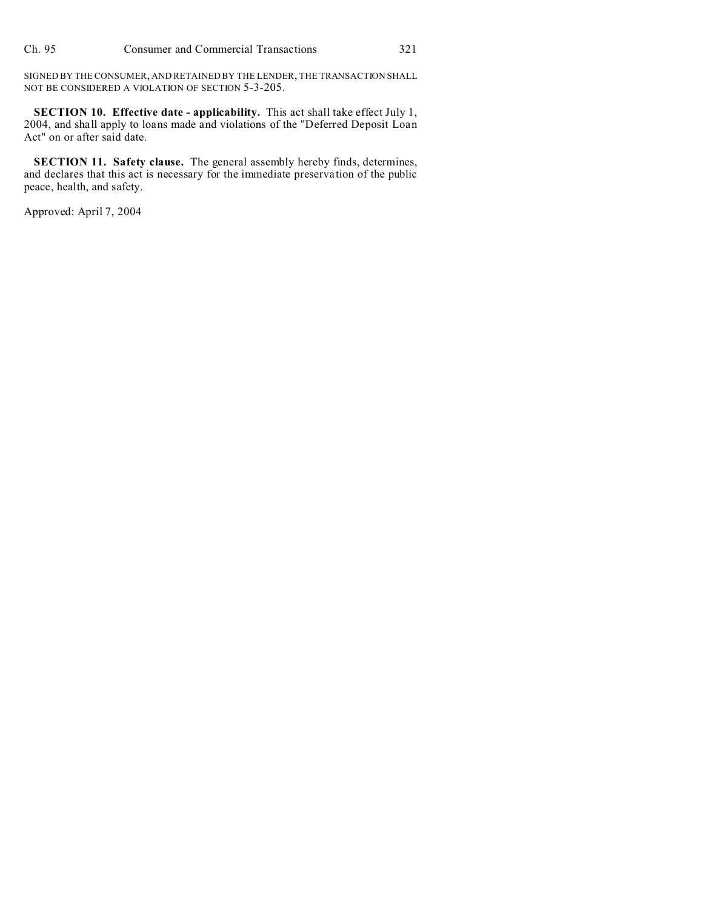SIGNED BY THE CONSUMER, AND RETAINED BY THE LENDER, THE TRANSACTION SHALL NOT BE CONSIDERED A VIOLATION OF SECTION 5-3-205.

**SECTION 10. Effective date - applicability.** This act shall take effect July 1, 2004, and shall apply to loans made and violations of the "Deferred Deposit Loan Act" on or after said date.

**SECTION 11. Safety clause.** The general assembly hereby finds, determines, and declares that this act is necessary for the immediate preservation of the public peace, health, and safety.

Approved: April 7, 2004